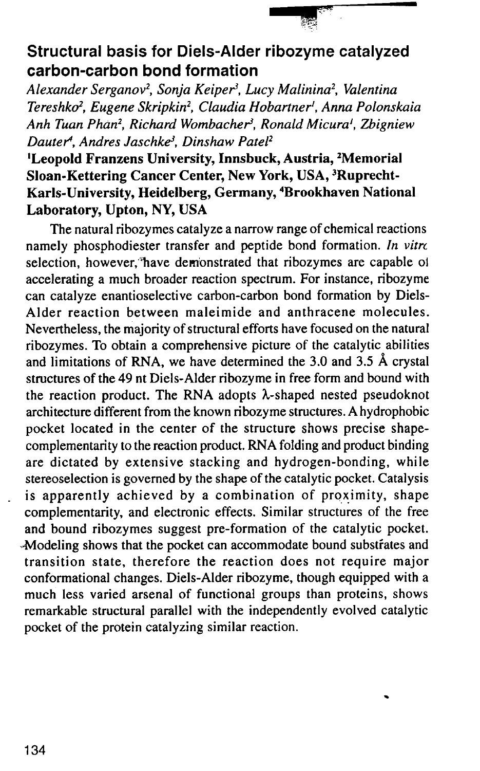## Structural basis for Diels-Alder ribozyme catalyzed carbon-carbon bond formation

*Alexander Serganov[2], Sonja Keiper[3], Lucy Malinina[2], Valentina Tereshko[2], Eugene Skripkin[2], Claudia Hobartner[1], Anna Polonskaia Anh Tuan Phan[2], Richard Wombacher[3], Ronald Micura[1], Zbigniew Dauter[4], Andres Jaschke[3], Dinshaw Patel[2]*

**[1]Leopold Franzens University, Innsbuck, Austria, [2]Memorial Sloan-Kettering Cancer Center, New York, USA, [3]Ruprecht-Karls-University, Heidelberg, Germany, [4]Brookhaven National Laboratory, Upton, NY, USA**

The natural ribozymes catalyze a narrow range of chemical reactions namely phosphodiester transfer and peptide bond formation. *In vitro* selection, however, have demonstrated that ribozymes are capable of accelerating a much broader reaction spectrum. For instance, ribozyme can catalyze enantioselective carbon-carbon bond formation by Diels-Alder reaction between maleimide and anthracene molecules. Nevertheless, the majority of structural efforts have focused on the natural ribozymes. To obtain a comprehensive picture of the catalytic abilities and limitations of RNA, we have determined the 3.0 and 3.5 Å crystal structures of the 49 nt Diels-Alder ribozyme in free form and bound with the reaction product. The RNA adopts λ-shaped nested pseudoknot architecture different from the known ribozyme structures. A hydrophobic pocket located in the center of the structure shows precise shape-complementarity to the reaction product. RNA folding and product binding are dictated by extensive stacking and hydrogen-bonding, while stereoselection is governed by the shape of the catalytic pocket. Catalysis is apparently achieved by a combination of proximity, shape complementarity, and electronic effects. Similar structures of the free and bound ribozymes suggest pre-formation of the catalytic pocket. Modeling shows that the pocket can accommodate bound substrates and transition state, therefore the reaction does not require major conformational changes. Diels-Alder ribozyme, though equipped with a much less varied arsenal of functional groups than proteins, shows remarkable structural parallel with the independently evolved catalytic pocket of the protein catalyzing similar reaction.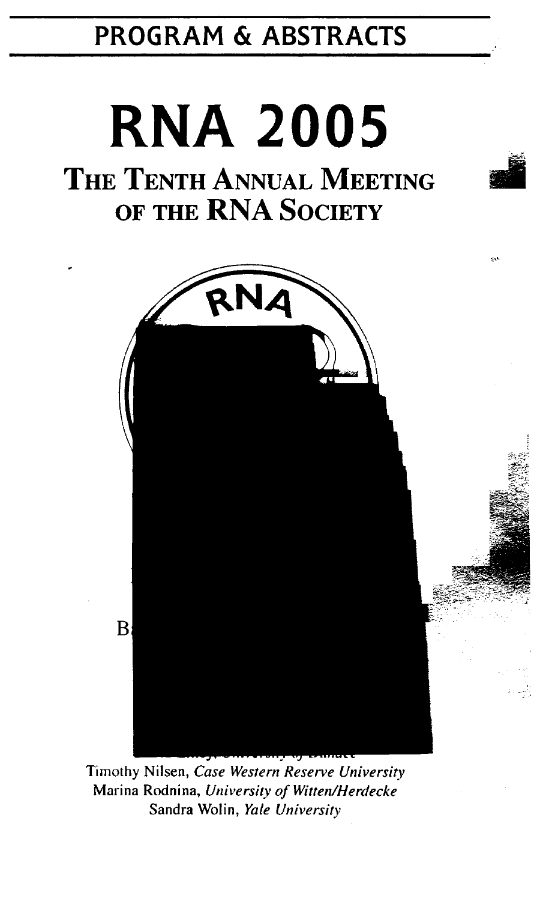# PROGRAM & ABSTRACTS

# RNA 2005

## The Tenth Annual Meeting of the RNA Society

RNA

B

Timothy Nilsen, *Case Western Reserve University*
Marina Rodnina, *University of Witten/Herdecke*
Sandra Wolin, *Yale University*